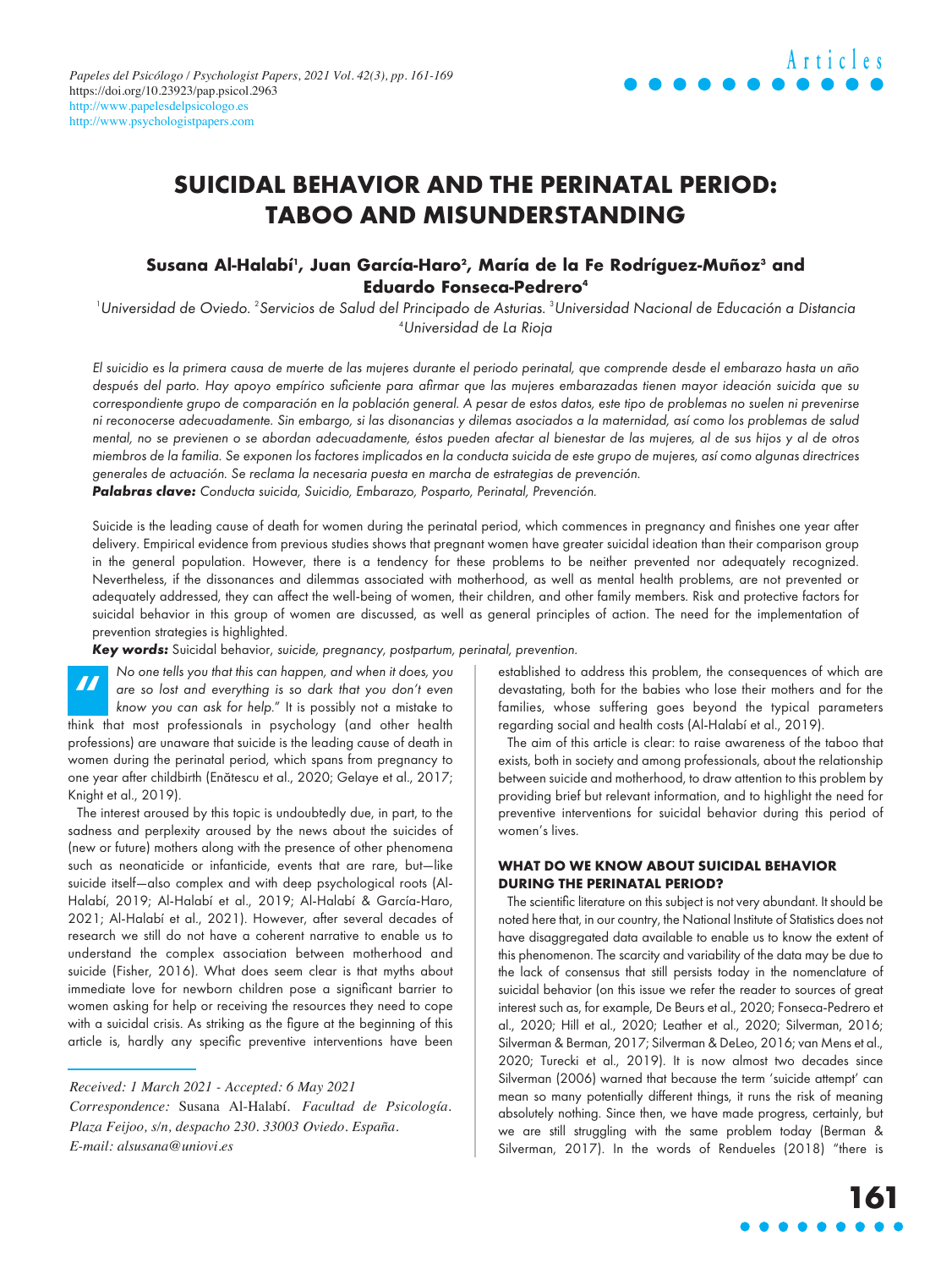# SUICIDAL BEHAVIOR AND THE PERINATAL PERIOD: TABOO AND MISUNDERSTANDING

**Susana Al-Halabí[1], Juan García-Haro[2], María de la Fe Rodríguez-Muñoz[3] and Eduardo Fonseca-Pedrero[4]**

[1]*Universidad de Oviedo.* [2]*Servicios de Salud del Principado de Asturias.* [3]*Universidad Nacional de Educación a Distancia* [4]*Universidad de La Rioja*

*El suicidio es la primera causa de muerte de las mujeres durante el periodo perinatal, que comprende desde el embarazo hasta un año después del parto. Hay apoyo empírico suficiente para afirmar que las mujeres embarazadas tienen mayor ideación suicida que su correspondiente grupo de comparación en la población general. A pesar de estos datos, este tipo de problemas no suelen ni prevenirse ni reconocerse adecuadamente. Sin embargo, si las disonancias y dilemas asociados a la maternidad, así como los problemas de salud mental, no se previenen o se abordan adecuadamente, éstos pueden afectar al bienestar de las mujeres, al de sus hijos y al de otros miembros de la familia. Se exponen los factores implicados en la conducta suicida de este grupo de mujeres, así como algunas directrices generales de actuación. Se reclama la necesaria puesta en marcha de estrategias de prevención.*

***Palabras clave:*** *Conducta suicida, Suicidio, Embarazo, Posparto, Perinatal, Prevención.*

Suicide is the leading cause of death for women during the perinatal period, which commences in pregnancy and finishes one year after delivery. Empirical evidence from previous studies shows that pregnant women have greater suicidal ideation than their comparison group in the general population. However, there is a tendency for these problems to be neither prevented nor adequately recognized. Nevertheless, if the dissonances and dilemmas associated with motherhood, as well as mental health problems, are not prevented or adequately addressed, they can affect the well-being of women, their children, and other family members. Risk and protective factors for suicidal behavior in this group of women are discussed, as well as general principles of action. The need for the implementation of prevention strategies is highlighted.

***Key words:*** Suicidal behavior, *suicide, pregnancy, postpartum, perinatal, prevention.*

"*No one tells you that this can happen, and when it does, you are so lost and everything is so dark that you don't even know you can ask for help.*" It is possibly not a mistake to think that most professionals in psychology (and other health professions) are unaware that suicide is the leading cause of death in women during the perinatal period, which spans from pregnancy to one year after childbirth (Enătescu et al., 2020; Gelaye et al., 2017; Knight et al., 2019).

The interest aroused by this topic is undoubtedly due, in part, to the sadness and perplexity aroused by the news about the suicides of (new or future) mothers along with the presence of other phenomena such as neonaticide or infanticide, events that are rare, but—like suicide itself—also complex and with deep psychological roots (Al-Halabí, 2019; Al-Halabí et al., 2019; Al-Halabí & García-Haro, 2021; Al-Halabí et al., 2021). However, after several decades of research we still do not have a coherent narrative to enable us to understand the complex association between motherhood and suicide (Fisher, 2016). What does seem clear is that myths about immediate love for newborn children pose a significant barrier to women asking for help or receiving the resources they need to cope with a suicidal crisis. As striking as the figure at the beginning of this article is, hardly any specific preventive interventions have been established to address this problem, the consequences of which are devastating, both for the babies who lose their mothers and for the families, whose suffering goes beyond the typical parameters regarding social and health costs (Al-Halabí et al., 2019).

The aim of this article is clear: to raise awareness of the taboo that exists, both in society and among professionals, about the relationship between suicide and motherhood, to draw attention to this problem by providing brief but relevant information, and to highlight the need for preventive interventions for suicidal behavior during this period of women's lives.

## WHAT DO WE KNOW ABOUT SUICIDAL BEHAVIOR DURING THE PERINATAL PERIOD?

The scientific literature on this subject is not very abundant. It should be noted here that, in our country, the National Institute of Statistics does not have disaggregated data available to enable us to know the extent of this phenomenon. The scarcity and variability of the data may be due to the lack of consensus that still persists today in the nomenclature of suicidal behavior (on this issue we refer the reader to sources of great interest such as, for example, De Beurs et al., 2020; Fonseca-Pedrero et al., 2020; Hill et al., 2020; Leather et al., 2020; Silverman, 2016; Silverman & Berman, 2017; Silverman & DeLeo, 2016; van Mens et al., 2020; Turecki et al., 2019). It is now almost two decades since Silverman (2006) warned that because the term 'suicide attempt' can mean so many potentially different things, it runs the risk of meaning absolutely nothing. Since then, we have made progress, certainly, but we are still struggling with the same problem today (Berman & Silverman, 2017). In the words of Rendueles (2018) "there is

*Received: 1 March 2021 - Accepted: 6 May 2021*
*Correspondence:* Susana Al-Halabí. *Facultad de Psicología. Plaza Feijoo, s/n, despacho 230. 33003 Oviedo. España. E-mail: alsusana@uniovi.es*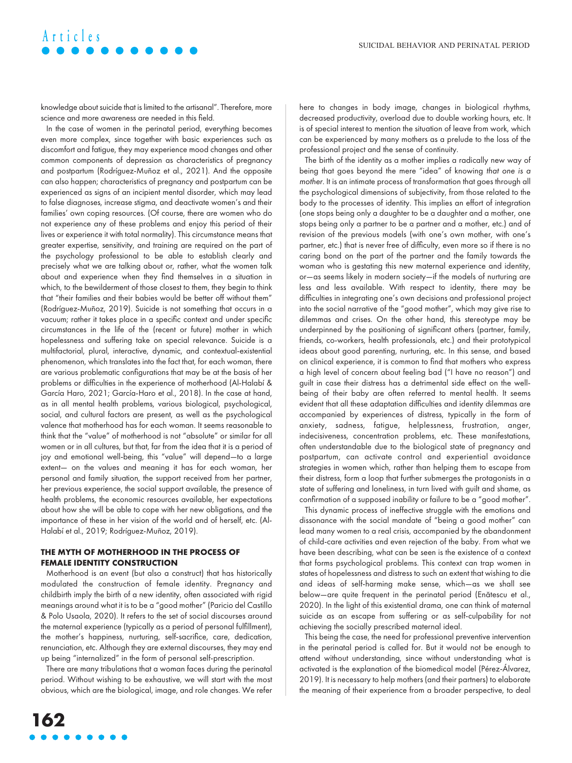knowledge about suicide that is limited to the artisanal". Therefore, more science and more awareness are needed in this field.

In the case of women in the perinatal period, everything becomes even more complex, since together with basic experiences such as discomfort and fatigue, they may experience mood changes and other common components of depression as characteristics of pregnancy and postpartum (Rodríguez-Muñoz et al., 2021). And the opposite can also happen; characteristics of pregnancy and postpartum can be experienced as signs of an incipient mental disorder, which may lead to false diagnoses, increase stigma, and deactivate women's and their families' own coping resources. (Of course, there are women who do not experience any of these problems and enjoy this period of their lives or experience it with total normality). This circumstance means that greater expertise, sensitivity, and training are required on the part of the psychology professional to be able to establish clearly and precisely what we are talking about or, rather, what the women talk about and experience when they find themselves in a situation in which, to the bewilderment of those closest to them, they begin to think that "their families and their babies would be better off without them" (Rodríguez-Muñoz, 2019). Suicide is not something that occurs in a vacuum; rather it takes place in a specific context and under specific circumstances in the life of the (recent or future) mother in which hopelessness and suffering take on special relevance. Suicide is a multifactorial, plural, interactive, dynamic, and contextual-existential phenomenon, which translates into the fact that, for each woman, there are various problematic configurations that may be at the basis of her problems or difficulties in the experience of motherhood (Al-Halabí & García Haro, 2021; García-Haro et al., 2018). In the case at hand, as in all mental health problems, various biological, psychological, social, and cultural factors are present, as well as the psychological valence that motherhood has for each woman. It seems reasonable to think that the "value" of motherhood is not "absolute" or similar for all women or in all cultures, but that, far from the idea that it is a period of joy and emotional well-being, this "value" will depend—to a large extent— on the values and meaning it has for each woman, her personal and family situation, the support received from her partner, her previous experience, the social support available, the presence of health problems, the economic resources available, her expectations about how she will be able to cope with her new obligations, and the importance of these in her vision of the world and of herself, etc. (Al-Halabí et al., 2019; Rodríguez-Muñoz, 2019).

## THE MYTH OF MOTHERHOOD IN THE PROCESS OF FEMALE IDENTITY CONSTRUCTION

Motherhood is an event (but also a construct) that has historically modulated the construction of female identity. Pregnancy and childbirth imply the birth of a new identity, often associated with rigid meanings around what it is to be a "good mother" (Paricio del Castillo & Polo Usaola, 2020). It refers to the set of social discourses around the maternal experience (typically as a period of personal fulfillment), the mother's happiness, nurturing, self-sacrifice, care, dedication, renunciation, etc. Although they are external discourses, they may end up being "internalized" in the form of personal self-prescription.

There are many tribulations that a woman faces during the perinatal period. Without wishing to be exhaustive, we will start with the most obvious, which are the biological, image, and role changes. We refer here to changes in body image, changes in biological rhythms, decreased productivity, overload due to double working hours, etc. It is of special interest to mention the situation of leave from work, which can be experienced by many mothers as a prelude to the loss of the professional project and the sense of continuity.

The birth of the identity as a mother implies a radically new way of being that goes beyond the mere "idea" of knowing *that one is a mother*. It is an intimate process of transformation that goes through all the psychological dimensions of subjectivity, from those related to the body to the processes of identity. This implies an effort of integration (one stops being only a daughter to be a daughter and a mother, one stops being only a partner to be a partner and a mother, etc.) and of revision of the previous models (with one's own mother, with one's partner, etc.) that is never free of difficulty, even more so if there is no caring bond on the part of the partner and the family towards the woman who is gestating this new maternal experience and identity, or—as seems likely in modern society—if the models of nurturing are less and less available. With respect to identity, there may be difficulties in integrating one's own decisions and professional project into the social narrative of the "good mother", which may give rise to dilemmas and crises. On the other hand, this stereotype may be underpinned by the positioning of significant others (partner, family, friends, co-workers, health professionals, etc.) and their prototypical ideas about good parenting, nurturing, etc. In this sense, and based on clinical experience, it is common to find that mothers who express a high level of concern about feeling bad ("I have no reason") and guilt in case their distress has a detrimental side effect on the well-being of their baby are often referred to mental health. It seems evident that all these adaptation difficulties and identity dilemmas are accompanied by experiences of distress, typically in the form of anxiety, sadness, fatigue, helplessness, frustration, anger, indecisiveness, concentration problems, etc. These manifestations, often understandable due to the biological state of pregnancy and postpartum, can activate control and experiential avoidance strategies in women which, rather than helping them to escape from their distress, form a loop that further submerges the protagonists in a state of suffering and loneliness, in turn lived with guilt and shame, as confirmation of a supposed inability or failure to be a "good mother".

This dynamic process of ineffective struggle with the emotions and dissonance with the social mandate of "being a good mother" can lead many women to a real crisis, accompanied by the abandonment of child-care activities and even rejection of the baby. From what we have been describing, what can be seen is the existence of a context that forms psychological problems. This context can trap women in states of hopelessness and distress to such an extent that wishing to die and ideas of self-harming make sense, which—as we shall see below—are quite frequent in the perinatal period (Enătescu et al., 2020). In the light of this existential drama, one can think of maternal suicide as an escape from suffering or as self-culpability for not achieving the socially prescribed maternal ideal.

This being the case, the need for professional preventive intervention in the perinatal period is called for. But it would not be enough to attend without understanding, since without understanding what is activated is the explanation of the biomedical model (Pérez-Álvarez, 2019). It is necessary to help mothers (and their partners) to elaborate the meaning of their experience from a broader perspective, to deal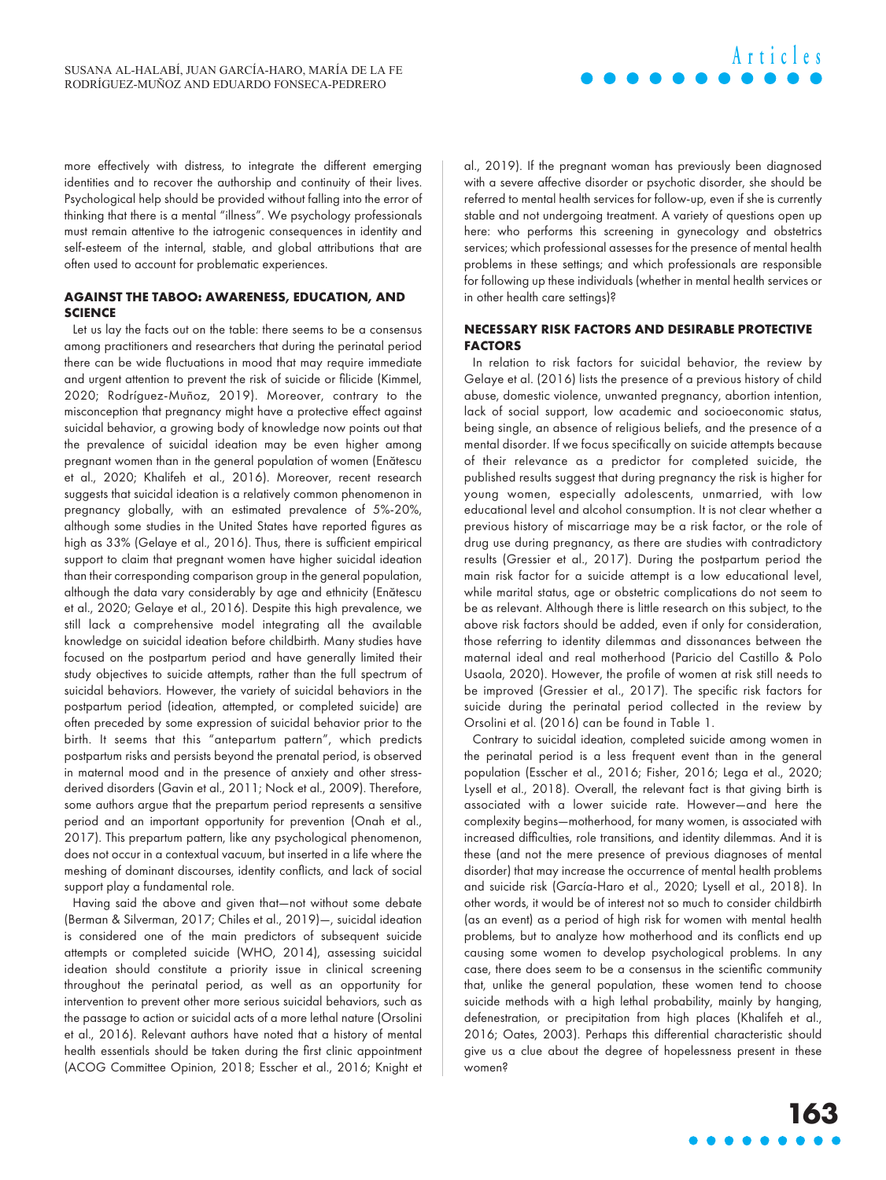more effectively with distress, to integrate the different emerging identities and to recover the authorship and continuity of their lives. Psychological help should be provided without falling into the error of thinking that there is a mental "illness". We psychology professionals must remain attentive to the iatrogenic consequences in identity and self-esteem of the internal, stable, and global attributions that are often used to account for problematic experiences.

## AGAINST THE TABOO: AWARENESS, EDUCATION, AND SCIENCE

Let us lay the facts out on the table: there seems to be a consensus among practitioners and researchers that during the perinatal period there can be wide fluctuations in mood that may require immediate and urgent attention to prevent the risk of suicide or filicide (Kimmel, 2020; Rodríguez-Muñoz, 2019). Moreover, contrary to the misconception that pregnancy might have a protective effect against suicidal behavior, a growing body of knowledge now points out that the prevalence of suicidal ideation may be even higher among pregnant women than in the general population of women (Enătescu et al., 2020; Khalifeh et al., 2016). Moreover, recent research suggests that suicidal ideation is a relatively common phenomenon in pregnancy globally, with an estimated prevalence of 5%-20%, although some studies in the United States have reported figures as high as 33% (Gelaye et al., 2016). Thus, there is sufficient empirical support to claim that pregnant women have higher suicidal ideation than their corresponding comparison group in the general population, although the data vary considerably by age and ethnicity (Enătescu et al., 2020; Gelaye et al., 2016). Despite this high prevalence, we still lack a comprehensive model integrating all the available knowledge on suicidal ideation before childbirth. Many studies have focused on the postpartum period and have generally limited their study objectives to suicide attempts, rather than the full spectrum of suicidal behaviors. However, the variety of suicidal behaviors in the postpartum period (ideation, attempted, or completed suicide) are often preceded by some expression of suicidal behavior prior to the birth. It seems that this "antepartum pattern", which predicts postpartum risks and persists beyond the prenatal period, is observed in maternal mood and in the presence of anxiety and other stress-derived disorders (Gavin et al., 2011; Nock et al., 2009). Therefore, some authors argue that the prepartum period represents a sensitive period and an important opportunity for prevention (Onah et al., 2017). This prepartum pattern, like any psychological phenomenon, does not occur in a contextual vacuum, but inserted in a life where the meshing of dominant discourses, identity conflicts, and lack of social support play a fundamental role.

Having said the above and given that—not without some debate (Berman & Silverman, 2017; Chiles et al., 2019)—, suicidal ideation is considered one of the main predictors of subsequent suicide attempts or completed suicide (WHO, 2014), assessing suicidal ideation should constitute a priority issue in clinical screening throughout the perinatal period, as well as an opportunity for intervention to prevent other more serious suicidal behaviors, such as the passage to action or suicidal acts of a more lethal nature (Orsolini et al., 2016). Relevant authors have noted that a history of mental health essentials should be taken during the first clinic appointment (ACOG Committee Opinion, 2018; Esscher et al., 2016; Knight et al., 2019). If the pregnant woman has previously been diagnosed with a severe affective disorder or psychotic disorder, she should be referred to mental health services for follow-up, even if she is currently stable and not undergoing treatment. A variety of questions open up here: who performs this screening in gynecology and obstetrics services; which professional assesses for the presence of mental health problems in these settings; and which professionals are responsible for following up these individuals (whether in mental health services or in other health care settings)?

## NECESSARY RISK FACTORS AND DESIRABLE PROTECTIVE FACTORS

In relation to risk factors for suicidal behavior, the review by Gelaye et al. (2016) lists the presence of a previous history of child abuse, domestic violence, unwanted pregnancy, abortion intention, lack of social support, low academic and socioeconomic status, being single, an absence of religious beliefs, and the presence of a mental disorder. If we focus specifically on suicide attempts because of their relevance as a predictor for completed suicide, the published results suggest that during pregnancy the risk is higher for young women, especially adolescents, unmarried, with low educational level and alcohol consumption. It is not clear whether a previous history of miscarriage may be a risk factor, or the role of drug use during pregnancy, as there are studies with contradictory results (Gressier et al., 2017). During the postpartum period the main risk factor for a suicide attempt is a low educational level, while marital status, age or obstetric complications do not seem to be as relevant. Although there is little research on this subject, to the above risk factors should be added, even if only for consideration, those referring to identity dilemmas and dissonances between the maternal ideal and real motherhood (Paricio del Castillo & Polo Usaola, 2020). However, the profile of women at risk still needs to be improved (Gressier et al., 2017). The specific risk factors for suicide during the perinatal period collected in the review by Orsolini et al. (2016) can be found in Table 1.

Contrary to suicidal ideation, completed suicide among women in the perinatal period is a less frequent event than in the general population (Esscher et al., 2016; Fisher, 2016; Lega et al., 2020; Lysell et al., 2018). Overall, the relevant fact is that giving birth is associated with a lower suicide rate. However—and here the complexity begins—motherhood, for many women, is associated with increased difficulties, role transitions, and identity dilemmas. And it is these (and not the mere presence of previous diagnoses of mental disorder) that may increase the occurrence of mental health problems and suicide risk (García-Haro et al., 2020; Lysell et al., 2018). In other words, it would be of interest not so much to consider childbirth (as an event) as a period of high risk for women with mental health problems, but to analyze how motherhood and its conflicts end up causing some women to develop psychological problems. In any case, there does seem to be a consensus in the scientific community that, unlike the general population, these women tend to choose suicide methods with a high lethal probability, mainly by hanging, defenestration, or precipitation from high places (Khalifeh et al., 2016; Oates, 2003). Perhaps this differential characteristic should give us a clue about the degree of hopelessness present in these women?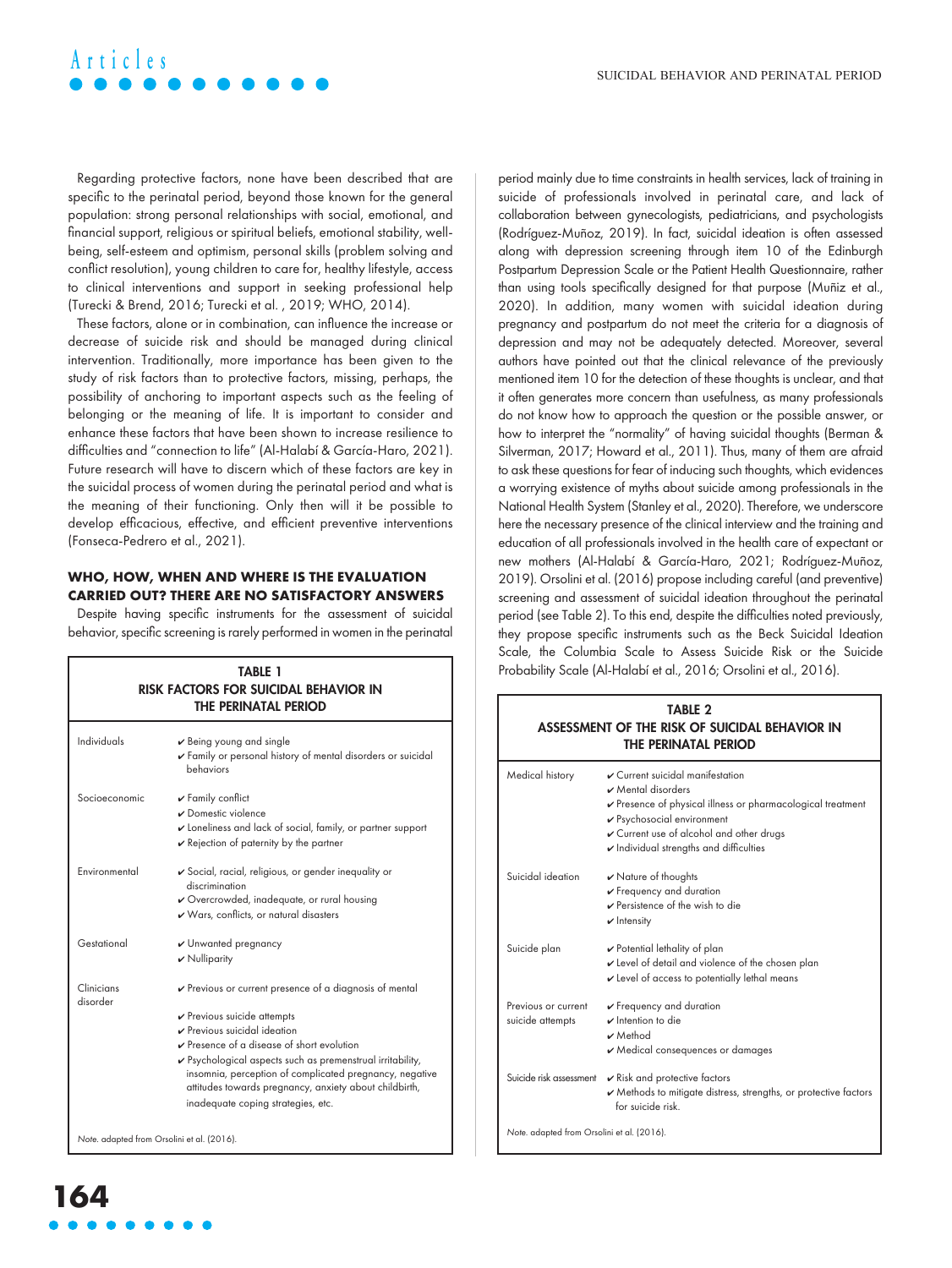Regarding protective factors, none have been described that are specific to the perinatal period, beyond those known for the general population: strong personal relationships with social, emotional, and financial support, religious or spiritual beliefs, emotional stability, well-being, self-esteem and optimism, personal skills (problem solving and conflict resolution), young children to care for, healthy lifestyle, access to clinical interventions and support in seeking professional help (Turecki & Brend, 2016; Turecki et al. , 2019; WHO, 2014).

These factors, alone or in combination, can influence the increase or decrease of suicide risk and should be managed during clinical intervention. Traditionally, more importance has been given to the study of risk factors than to protective factors, missing, perhaps, the possibility of anchoring to important aspects such as the feeling of belonging or the meaning of life. It is important to consider and enhance these factors that have been shown to increase resilience to difficulties and "connection to life" (Al-Halabí & García-Haro, 2021). Future research will have to discern which of these factors are key in the suicidal process of women during the perinatal period and what is the meaning of their functioning. Only then will it be possible to develop efficacious, effective, and efficient preventive interventions (Fonseca-Pedrero et al., 2021).

## WHO, HOW, WHEN AND WHERE IS THE EVALUATION CARRIED OUT? THERE ARE NO SATISFACTORY ANSWERS

Despite having specific instruments for the assessment of suicidal behavior, specific screening is rarely performed in women in the perinatal period mainly due to time constraints in health services, lack of training in suicide of professionals involved in perinatal care, and lack of collaboration between gynecologists, pediatricians, and psychologists (Rodríguez-Muñoz, 2019). In fact, suicidal ideation is often assessed along with depression screening through item 10 of the Edinburgh Postpartum Depression Scale or the Patient Health Questionnaire, rather than using tools specifically designed for that purpose (Muñiz et al., 2020). In addition, many women with suicidal ideation during pregnancy and postpartum do not meet the criteria for a diagnosis of depression and may not be adequately detected. Moreover, several authors have pointed out that the clinical relevance of the previously mentioned item 10 for the detection of these thoughts is unclear, and that it often generates more concern than usefulness, as many professionals do not know how to approach the question or the possible answer, or how to interpret the "normality" of having suicidal thoughts (Berman & Silverman, 2017; Howard et al., 2011). Thus, many of them are afraid to ask these questions for fear of inducing such thoughts, which evidences a worrying existence of myths about suicide among professionals in the National Health System (Stanley et al., 2020). Therefore, we underscore here the necessary presence of the clinical interview and the training and education of all professionals involved in the health care of expectant or new mothers (Al-Halabí & García-Haro, 2021; Rodríguez-Muñoz, 2019). Orsolini et al. (2016) propose including careful (and preventive) screening and assessment of suicidal ideation throughout the perinatal period (see Table 2). To this end, despite the difficulties noted previously, they propose specific instruments such as the Beck Suicidal Ideation Scale, the Columbia Scale to Assess Suicide Risk or the Suicide Probability Scale (Al-Halabí et al., 2016; Orsolini et al., 2016).

**TABLE 1**
**RISK FACTORS FOR SUICIDAL BEHAVIOR IN THE PERINATAL PERIOD**

| | |
|---|---|
| Individuals | ✔ Being young and single<br>✔ Family or personal history of mental disorders or suicidal behaviors |
| Socioeconomic | ✔ Family conflict<br>✔ Domestic violence<br>✔ Loneliness and lack of social, family, or partner support<br>✔ Rejection of paternity by the partner |
| Environmental | ✔ Social, racial, religious, or gender inequality or discrimination<br>✔ Overcrowded, inadequate, or rural housing<br>✔ Wars, conflicts, or natural disasters |
| Gestational | ✔ Unwanted pregnancy<br>✔ Nulliparity |
| Clinicians disorder | ✔ Previous or current presence of a diagnosis of mental<br>✔ Previous suicide attempts<br>✔ Previous suicidal ideation<br>✔ Presence of a disease of short evolution<br>✔ Psychological aspects such as premenstrual irritability, insomnia, perception of complicated pregnancy, negative attitudes towards pregnancy, anxiety about childbirth, inadequate coping strategies, etc. |

*Note.* adapted from Orsolini et al. (2016).

**TABLE 2**
**ASSESSMENT OF THE RISK OF SUICIDAL BEHAVIOR IN THE PERINATAL PERIOD**

| | |
|---|---|
| Medical history | ✔ Current suicidal manifestation<br>✔ Mental disorders<br>✔ Presence of physical illness or pharmacological treatment<br>✔ Psychosocial environment<br>✔ Current use of alcohol and other drugs<br>✔ Individual strengths and difficulties |
| Suicidal ideation | ✔ Nature of thoughts<br>✔ Frequency and duration<br>✔ Persistence of the wish to die<br>✔ Intensity |
| Suicide plan | ✔ Potential lethality of plan<br>✔ Level of detail and violence of the chosen plan<br>✔ Level of access to potentially lethal means |
| Previous or current suicide attempts | ✔ Frequency and duration<br>✔ Intention to die<br>✔ Method<br>✔ Medical consequences or damages |
| Suicide risk assessment | ✔ Risk and protective factors<br>✔ Methods to mitigate distress, strengths, or protective factors for suicide risk. |

*Note.* adapted from Orsolini et al. (2016).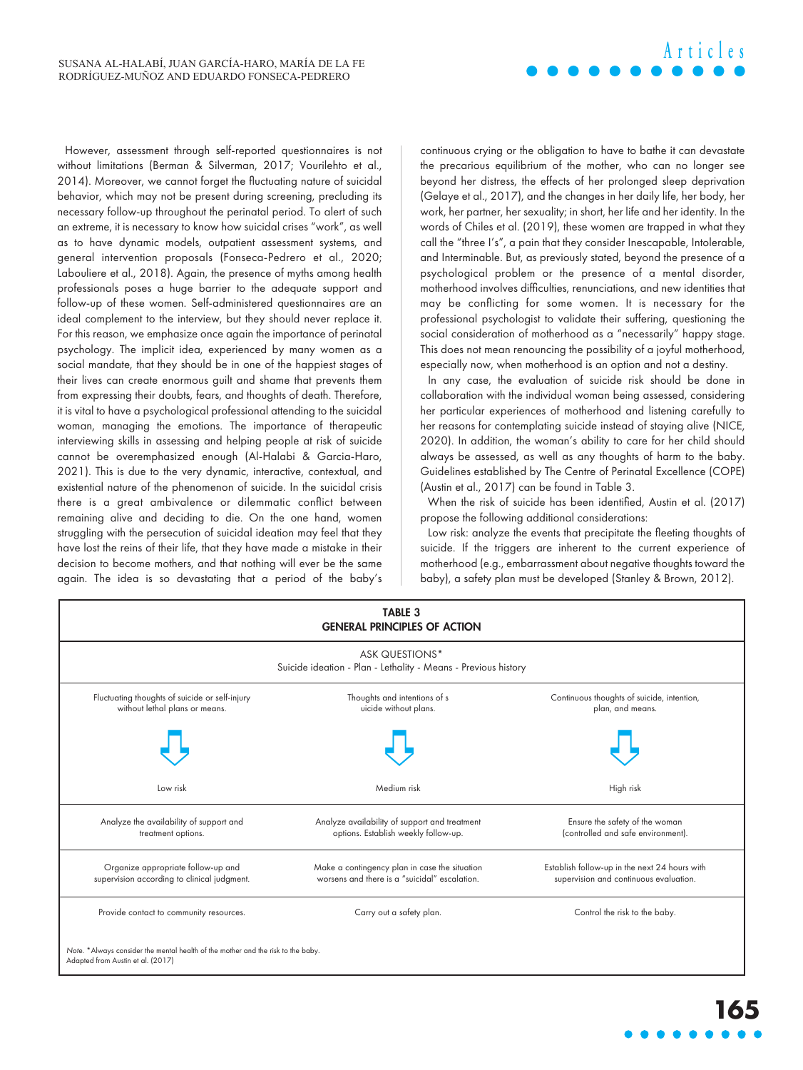However, assessment through self-reported questionnaires is not without limitations (Berman & Silverman, 2017; Vourilehto et al., 2014). Moreover, we cannot forget the fluctuating nature of suicidal behavior, which may not be present during screening, precluding its necessary follow-up throughout the perinatal period. To alert of such an extreme, it is necessary to know how suicidal crises "work", as well as to have dynamic models, outpatient assessment systems, and general intervention proposals (Fonseca-Pedrero et al., 2020; Labouliere et al., 2018). Again, the presence of myths among health professionals poses a huge barrier to the adequate support and follow-up of these women. Self-administered questionnaires are an ideal complement to the interview, but they should never replace it. For this reason, we emphasize once again the importance of perinatal psychology. The implicit idea, experienced by many women as a social mandate, that they should be in one of the happiest stages of their lives can create enormous guilt and shame that prevents them from expressing their doubts, fears, and thoughts of death. Therefore, it is vital to have a psychological professional attending to the suicidal woman, managing the emotions. The importance of therapeutic interviewing skills in assessing and helping people at risk of suicide cannot be overemphasized enough (Al-Halabi & Garcia-Haro, 2021). This is due to the very dynamic, interactive, contextual, and existential nature of the phenomenon of suicide. In the suicidal crisis there is a great ambivalence or dilemmatic conflict between remaining alive and deciding to die. On the one hand, women struggling with the persecution of suicidal ideation may feel that they have lost the reins of their life, that they have made a mistake in their decision to become mothers, and that nothing will ever be the same again. The idea is so devastating that a period of the baby's continuous crying or the obligation to have to bathe it can devastate the precarious equilibrium of the mother, who can no longer see beyond her distress, the effects of her prolonged sleep deprivation (Gelaye et al., 2017), and the changes in her daily life, her body, her work, her partner, her sexuality; in short, her life and her identity. In the words of Chiles et al. (2019), these women are trapped in what they call the "three I's", a pain that they consider Inescapable, Intolerable, and Interminable. But, as previously stated, beyond the presence of a psychological problem or the presence of a mental disorder, motherhood involves difficulties, renunciations, and new identities that may be conflicting for some women. It is necessary for the professional psychologist to validate their suffering, questioning the social consideration of motherhood as a "necessarily" happy stage. This does not mean renouncing the possibility of a joyful motherhood, especially now, when motherhood is an option and not a destiny.

In any case, the evaluation of suicide risk should be done in collaboration with the individual woman being assessed, considering her particular experiences of motherhood and listening carefully to her reasons for contemplating suicide instead of staying alive (NICE, 2020). In addition, the woman's ability to care for her child should always be assessed, as well as any thoughts of harm to the baby. Guidelines established by The Centre of Perinatal Excellence (COPE) (Austin et al., 2017) can be found in Table 3.

When the risk of suicide has been identified, Austin et al. (2017) propose the following additional considerations:

Low risk: analyze the events that precipitate the fleeting thoughts of suicide. If the triggers are inherent to the current experience of motherhood (e.g., embarrassment about negative thoughts toward the baby), a safety plan must be developed (Stanley & Brown, 2012).

**TABLE 3**
**GENERAL PRINCIPLES OF ACTION**

| ASK QUESTIONS* | | |
|---|---|---|
| Suicide ideation - Plan - Lethality - Means - Previous history | | |
| Fluctuating thoughts of suicide or self-injury without lethal plans or means. | Thoughts and intentions of suicide without plans. | Continuous thoughts of suicide, intention, plan, and means. |
| ⇩ | ⇩ | ⇩ |
| Low risk | Medium risk | High risk |
| Analyze the availability of support and treatment options. | Analyze availability of support and treatment options. Establish weekly follow-up. | Ensure the safety of the woman (controlled and safe environment). |
| Organize appropriate follow-up and supervision according to clinical judgment. | Make a contingency plan in case the situation worsens and there is a "suicidal" escalation. | Establish follow-up in the next 24 hours with supervision and continuous evaluation. |
| Provide contact to community resources. | Carry out a safety plan. | Control the risk to the baby. |

*Note.* *Always consider the mental health of the mother and the risk to the baby.
Adapted from Austin et al. (2017)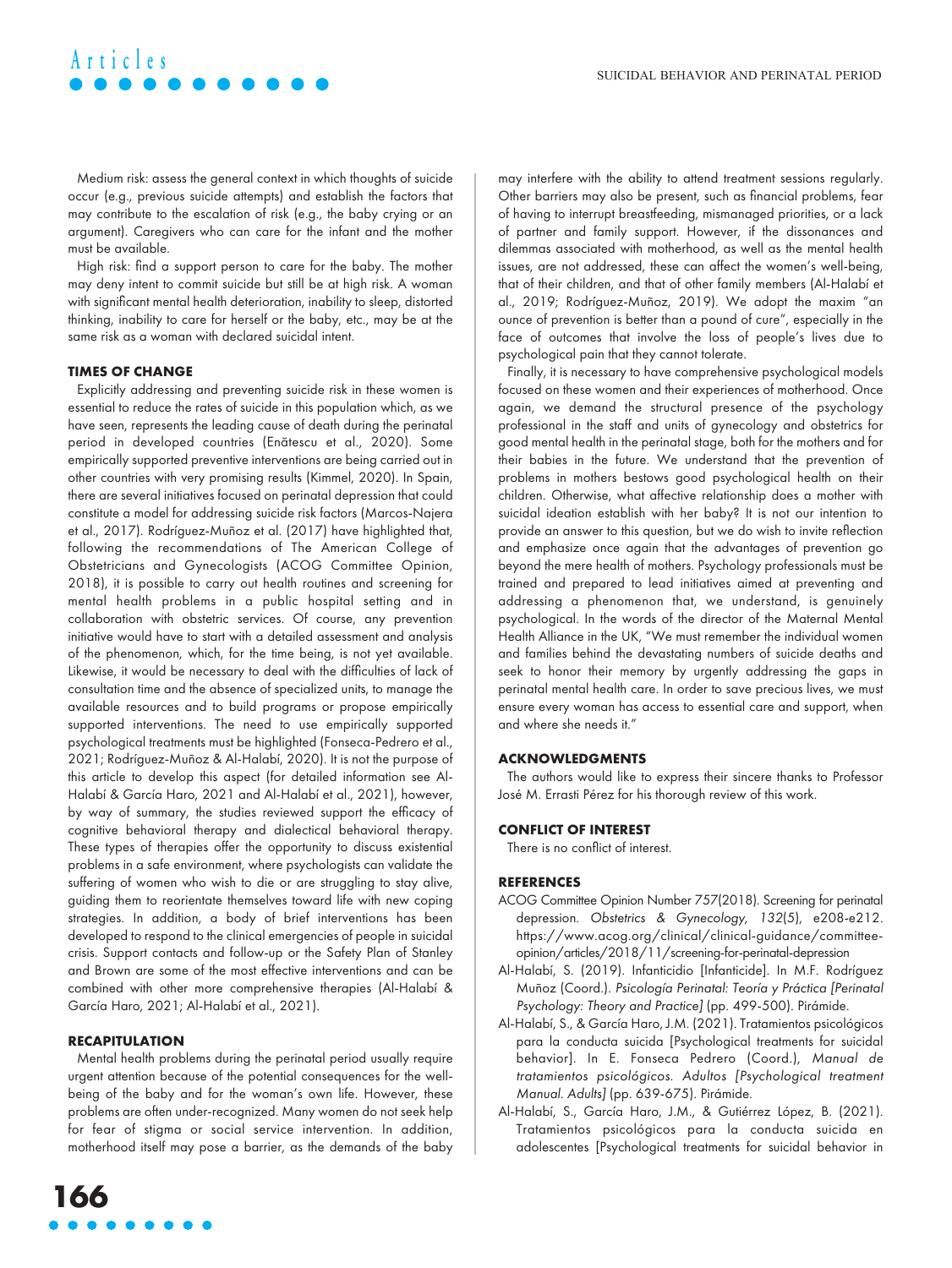Medium risk: assess the general context in which thoughts of suicide occur (e.g., previous suicide attempts) and establish the factors that may contribute to the escalation of risk (e.g., the baby crying or an argument). Caregivers who can care for the infant and the mother must be available.

High risk: find a support person to care for the baby. The mother may deny intent to commit suicide but still be at high risk. A woman with significant mental health deterioration, inability to sleep, distorted thinking, inability to care for herself or the baby, etc., may be at the same risk as a woman with declared suicidal intent.

## TIMES OF CHANGE

Explicitly addressing and preventing suicide risk in these women is essential to reduce the rates of suicide in this population which, as we have seen, represents the leading cause of death during the perinatal period in developed countries (Enătescu et al., 2020). Some empirically supported preventive interventions are being carried out in other countries with very promising results (Kimmel, 2020). In Spain, there are several initiatives focused on perinatal depression that could constitute a model for addressing suicide risk factors (Marcos-Najera et al., 2017). Rodríguez-Muñoz et al. (2017) have highlighted that, following the recommendations of The American College of Obstetricians and Gynecologists (ACOG Committee Opinion, 2018), it is possible to carry out health routines and screening for mental health problems in a public hospital setting and in collaboration with obstetric services. Of course, any prevention initiative would have to start with a detailed assessment and analysis of the phenomenon, which, for the time being, is not yet available. Likewise, it would be necessary to deal with the difficulties of lack of consultation time and the absence of specialized units, to manage the available resources and to build programs or propose empirically supported interventions. The need to use empirically supported psychological treatments must be highlighted (Fonseca-Pedrero et al., 2021; Rodríguez-Muñoz & Al-Halabí, 2020). It is not the purpose of this article to develop this aspect (for detailed information see Al-Halabí & García Haro, 2021 and Al-Halabí et al., 2021), however, by way of summary, the studies reviewed support the efficacy of cognitive behavioral therapy and dialectical behavioral therapy. These types of therapies offer the opportunity to discuss existential problems in a safe environment, where psychologists can validate the suffering of women who wish to die or are struggling to stay alive, guiding them to reorientate themselves toward life with new coping strategies. In addition, a body of brief interventions has been developed to respond to the clinical emergencies of people in suicidal crisis. Support contacts and follow-up or the Safety Plan of Stanley and Brown are some of the most effective interventions and can be combined with other more comprehensive therapies (Al-Halabí & García Haro, 2021; Al-Halabí et al., 2021).

## RECAPITULATION

Mental health problems during the perinatal period usually require urgent attention because of the potential consequences for the well-being of the baby and for the woman's own life. However, these problems are often under-recognized. Many women do not seek help for fear of stigma or social service intervention. In addition, motherhood itself may pose a barrier, as the demands of the baby may interfere with the ability to attend treatment sessions regularly. Other barriers may also be present, such as financial problems, fear of having to interrupt breastfeeding, mismanaged priorities, or a lack of partner and family support. However, if the dissonances and dilemmas associated with motherhood, as well as the mental health issues, are not addressed, these can affect the women's well-being, that of their children, and that of other family members (Al-Halabí et al., 2019; Rodríguez-Muñoz, 2019). We adopt the maxim "an ounce of prevention is better than a pound of cure", especially in the face of outcomes that involve the loss of people's lives due to psychological pain that they cannot tolerate.

Finally, it is necessary to have comprehensive psychological models focused on these women and their experiences of motherhood. Once again, we demand the structural presence of the psychology professional in the staff and units of gynecology and obstetrics for good mental health in the perinatal stage, both for the mothers and for their babies in the future. We understand that the prevention of problems in mothers bestows good psychological health on their children. Otherwise, what affective relationship does a mother with suicidal ideation establish with her baby? It is not our intention to provide an answer to this question, but we do wish to invite reflection and emphasize once again that the advantages of prevention go beyond the mere health of mothers. Psychology professionals must be trained and prepared to lead initiatives aimed at preventing and addressing a phenomenon that, we understand, is genuinely psychological. In the words of the director of the Maternal Mental Health Alliance in the UK, "We must remember the individual women and families behind the devastating numbers of suicide deaths and seek to honor their memory by urgently addressing the gaps in perinatal mental health care. In order to save precious lives, we must ensure every woman has access to essential care and support, when and where she needs it."

## ACKNOWLEDGMENTS

The authors would like to express their sincere thanks to Professor José M. Errasti Pérez for his thorough review of this work.

## CONFLICT OF INTEREST

There is no conflict of interest.

## REFERENCES

ACOG Committee Opinion Number 757(2018). Screening for perinatal depression. *Obstetrics & Gynecology, 132*(5), e208-e212. https://www.acog.org/clinical/clinical-guidance/committee-opinion/articles/2018/11/screening-for-perinatal-depression

Al-Halabí, S. (2019). Infanticidio [Infanticide]. In M.F. Rodríguez Muñoz (Coord.). *Psicología Perinatal: Teoría y Práctica [Perinatal Psychology: Theory and Practice]* (pp. 499-500). Pirámide.

Al-Halabí, S., & García Haro, J.M. (2021). Tratamientos psicológicos para la conducta suicida [Psychological treatments for suicidal behavior]. In E. Fonseca Pedrero (Coord.), *Manual de tratamientos psicológicos. Adultos [Psychological treatment Manual. Adults]* (pp. 639-675). Pirámide.

Al-Halabí, S., García Haro, J.M., & Gutiérrez López, B. (2021). Tratamientos psicológicos para la conducta suicida en adolescentes [Psychological treatments for suicidal behavior in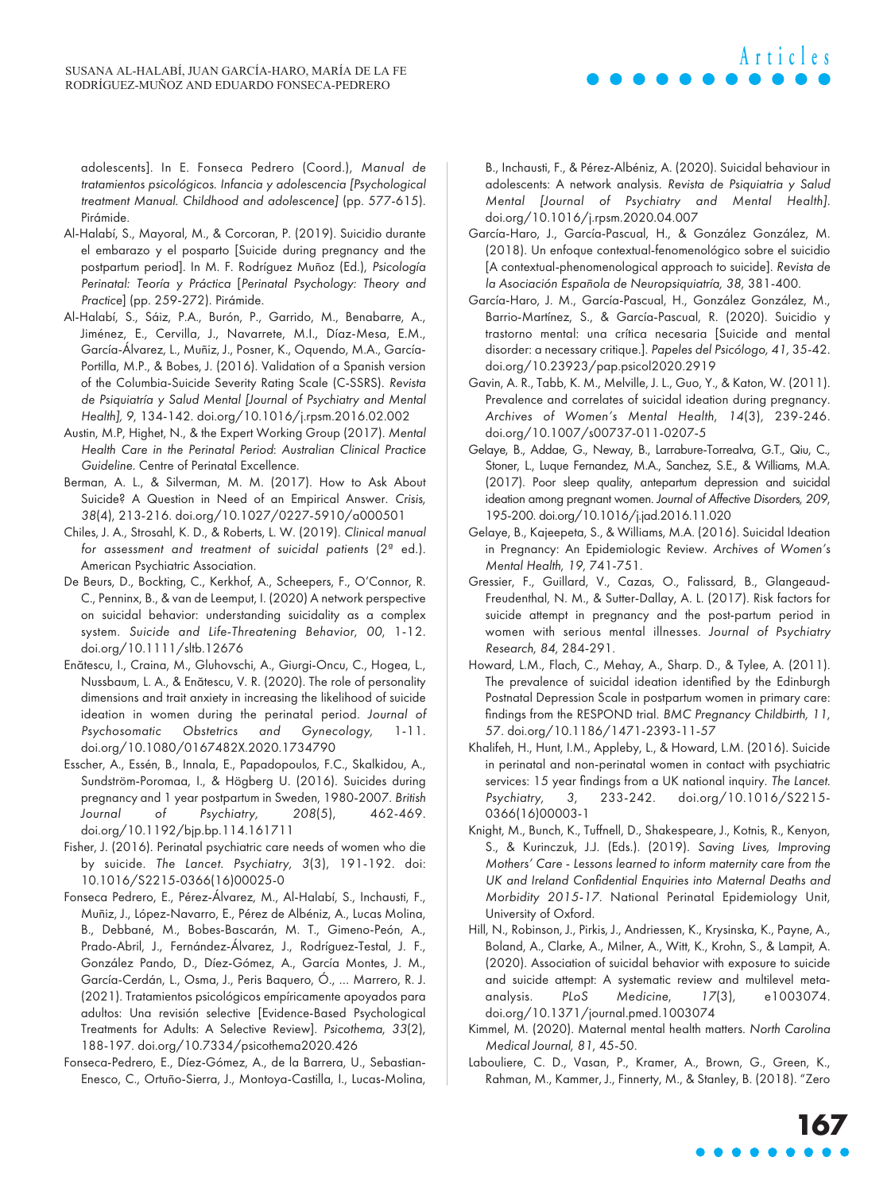adolescents]. In E. Fonseca Pedrero (Coord.), *Manual de tratamientos psicológicos. Infancia y adolescencia [Psychological treatment Manual. Childhood and adolescence]* (pp. 577-615). Pirámide.

Al-Halabí, S., Mayoral, M., & Corcoran, P. (2019). Suicidio durante el embarazo y el posparto [Suicide during pregnancy and the postpartum period]. In M. F. Rodríguez Muñoz (Ed.), *Psicología Perinatal: Teoría y Práctica* [*Perinatal Psychology: Theory and Practice*] (pp. 259-272). Pirámide.

Al-Halabí, S., Sáiz, P.A., Burón, P., Garrido, M., Benabarre, A., Jiménez, E., Cervilla, J., Navarrete, M.I., Díaz-Mesa, E.M., García-Álvarez, L., Muñiz, J., Posner, K., Oquendo, M.A., García-Portilla, M.P., & Bobes, J. (2016). Validation of a Spanish version of the Columbia-Suicide Severity Rating Scale (C-SSRS). *Revista de Psiquiatría y Salud Mental [Journal of Psychiatry and Mental Health], 9*, 134-142. doi.org/10.1016/j.rpsm.2016.02.002

Austin, M.P, Highet, N., & the Expert Working Group (2017). *Mental Health Care in the Perinatal Period: Australian Clinical Practice Guideline.* Centre of Perinatal Excellence.

Berman, A. L., & Silverman, M. M. (2017). How to Ask About Suicide? A Question in Need of an Empirical Answer. *Crisis, 38*(4), 213-216. doi.org/10.1027/0227-5910/a000501

Chiles, J. A., Strosahl, K. D., & Roberts, L. W. (2019). *Clinical manual for assessment and treatment of suicidal patients* (2º ed.). American Psychiatric Association.

De Beurs, D., Bockting, C., Kerkhof, A., Scheepers, F., O'Connor, R. C., Penninx, B., & van de Leemput, I. (2020) A network perspective on suicidal behavior: understanding suicidality as a complex system. *Suicide and Life-Threatening Behavior, 00*, 1-12. doi.org/10.1111/sltb.12676

Enătescu, I., Craina, M., Gluhovschi, A., Giurgi-Oncu, C., Hogea, L., Nussbaum, L. A., & Enătescu, V. R. (2020). The role of personality dimensions and trait anxiety in increasing the likelihood of suicide ideation in women during the perinatal period. *Journal of Psychosomatic Obstetrics and Gynecology*, 1-11. doi.org/10.1080/0167482X.2020.1734790

Esscher, A., Essén, B., Innala, E., Papadopoulos, F.C., Skalkidou, A., Sundström-Poromaa, I., & Högberg U. (2016). Suicides during pregnancy and 1 year postpartum in Sweden, 1980-2007. *British Journal of Psychiatry, 208*(5), 462-469. doi.org/10.1192/bjp.bp.114.161711

Fisher, J. (2016). Perinatal psychiatric care needs of women who die by suicide. *The Lancet. Psychiatry, 3*(3), 191-192. doi: 10.1016/S2215-0366(16)00025-0

Fonseca Pedrero, E., Pérez-Álvarez, M., Al-Halabí, S., Inchausti, F., Muñiz, J., López-Navarro, E., Pérez de Albéniz, A., Lucas Molina, B., Debbané, M., Bobes-Bascarán, M. T., Gimeno-Peón, A., Prado-Abril, J., Fernández-Álvarez, J., Rodríguez-Testal, J. F., González Pando, D., Díez-Gómez, A., García Montes, J. M., García-Cerdán, L., Osma, J., Peris Baquero, Ó., ... Marrero, R. J. (2021). Tratamientos psicológicos empíricamente apoyados para adultos: Una revisión selective [Evidence-Based Psychological Treatments for Adults: A Selective Review]. *Psicothema, 33*(2), 188-197. doi.org/10.7334/psicothema2020.426

Fonseca-Pedrero, E., Díez-Gómez, A., de la Barrera, U., Sebastian-Enesco, C., Ortuño-Sierra, J., Montoya-Castilla, I., Lucas-Molina, B., Inchausti, F., & Pérez-Albéniz, A. (2020). Suicidal behaviour in adolescents: A network analysis. *Revista de Psiquiatría y Salud Mental [Journal of Psychiatry and Mental Health]*. doi.org/10.1016/j.rpsm.2020.04.007

García-Haro, J., García-Pascual, H., & González González, M. (2018). Un enfoque contextual-fenomenológico sobre el suicidio [A contextual-phenomenological approach to suicide]. *Revista de la Asociación Española de Neuropsiquiatría, 38*, 381-400.

García-Haro, J. M., García-Pascual, H., González González, M., Barrio-Martínez, S., & García-Pascual, R. (2020). Suicidio y trastorno mental: una crítica necesaria [Suicide and mental disorder: a necessary critique.]. *Papeles del Psicólogo, 41*, 35-42. doi.org/10.23923/pap.psicol2020.2919

Gavin, A. R., Tabb, K. M., Melville, J. L., Guo, Y., & Katon, W. (2011). Prevalence and correlates of suicidal ideation during pregnancy. *Archives of Women's Mental Health, 14*(3), 239-246. doi.org/10.1007/s00737-011-0207-5

Gelaye, B., Addae, G., Neway, B., Larrabure-Torrealva, G.T., Qiu, C., Stoner, L., Luque Fernandez, M.A., Sanchez, S.E., & Williams, M.A. (2017). Poor sleep quality, antepartum depression and suicidal ideation among pregnant women. *Journal of Affective Disorders, 209*, 195-200. doi.org/10.1016/j.jad.2016.11.020

Gelaye, B., Kajeepeta, S., & Williams, M.A. (2016). Suicidal Ideation in Pregnancy: An Epidemiologic Review. *Archives of Women's Mental Health, 19*, 741-751.

Gressier, F., Guillard, V., Cazas, O., Falissard, B., Glangeaud-Freudenthal, N. M., & Sutter-Dallay, A. L. (2017). Risk factors for suicide attempt in pregnancy and the post-partum period in women with serious mental illnesses. *Journal of Psychiatry Research, 84*, 284-291.

Howard, L.M., Flach, C., Mehay, A., Sharp. D., & Tylee, A. (2011). The prevalence of suicidal ideation identified by the Edinburgh Postnatal Depression Scale in postpartum women in primary care: findings from the RESPOND trial. *BMC Pregnancy Childbirth, 11, 57*. doi.org/10.1186/1471-2393-11-57

Khalifeh, H., Hunt, I.M., Appleby, L., & Howard, L.M. (2016). Suicide in perinatal and non-perinatal women in contact with psychiatric services: 15 year findings from a UK national inquiry. *The Lancet. Psychiatry, 3*, 233-242. doi.org/10.1016/S2215-0366(16)00003-1

Knight, M., Bunch, K., Tuffnell, D., Shakespeare, J., Kotnis, R., Kenyon, S., & Kurinczuk, J.J. (Eds.). (2019). *Saving Lives, Improving Mothers' Care - Lessons learned to inform maternity care from the UK and Ireland Confidential Enquiries into Maternal Deaths and Morbidity 2015-17*. National Perinatal Epidemiology Unit, University of Oxford.

Hill, N., Robinson, J., Pirkis, J., Andriessen, K., Krysinska, K., Payne, A., Boland, A., Clarke, A., Milner, A., Witt, K., Krohn, S., & Lampit, A. (2020). Association of suicidal behavior with exposure to suicide and suicide attempt: A systematic review and multilevel meta-analysis. *PLoS Medicine, 17*(3), e1003074. doi.org/10.1371/journal.pmed.1003074

Kimmel, M. (2020). Maternal mental health matters. *North Carolina Medical Journal, 81*, 45-50.

Labouliere, C. D., Vasan, P., Kramer, A., Brown, G., Green, K., Rahman, M., Kammer, J., Finnerty, M., & Stanley, B. (2018). "Zero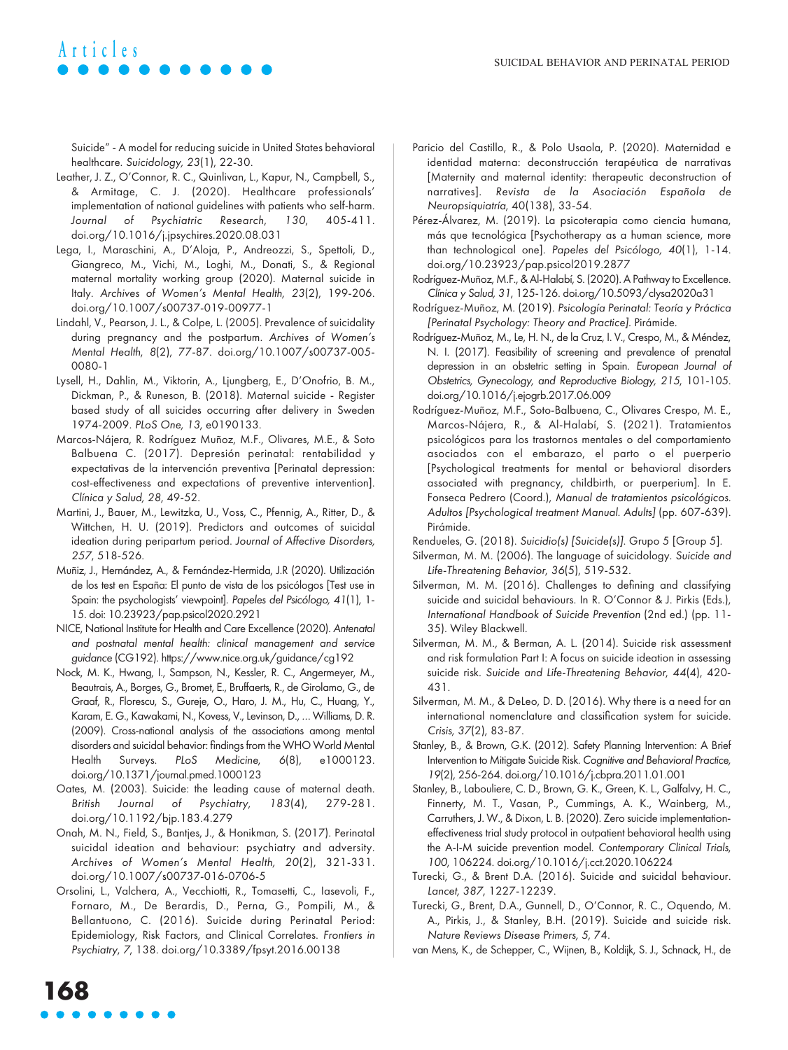Suicide" - A model for reducing suicide in United States behavioral healthcare. *Suicidology, 23*(1), 22-30.

Leather, J. Z., O'Connor, R. C., Quinlivan, L., Kapur, N., Campbell, S., & Armitage, C. J. (2020). Healthcare professionals' implementation of national guidelines with patients who self-harm. *Journal of Psychiatric Research, 130*, 405-411. doi.org/10.1016/j.jpsychires.2020.08.031

Lega, I., Maraschini, A., D'Aloja, P., Andreozzi, S., Spettoli, D., Giangreco, M., Vichi, M., Loghi, M., Donati, S., & Regional maternal mortality working group (2020). Maternal suicide in Italy. *Archives of Women's Mental Health, 23*(2), 199-206. doi.org/10.1007/s00737-019-00977-1

Lindahl, V., Pearson, J. L., & Colpe, L. (2005). Prevalence of suicidality during pregnancy and the postpartum. *Archives of Women's Mental Health, 8*(2), 77-87. doi.org/10.1007/s00737-005-0080-1

Lysell, H., Dahlin, M., Viktorin, A., Ljungberg, E., D'Onofrio, B. M., Dickman, P., & Runeson, B. (2018). Maternal suicide - Register based study of all suicides occurring after delivery in Sweden 1974-2009. *PLoS One, 13*, e0190133.

Marcos-Nájera, R. Rodríguez Muñoz, M.F., Olivares, M.E., & Soto Balbuena C. (2017). Depresión perinatal: rentabilidad y expectativas de la intervención preventiva [Perinatal depression: cost-effectiveness and expectations of preventive intervention]. *Clínica y Salud, 28*, 49-52.

Martini, J., Bauer, M., Lewitzka, U., Voss, C., Pfennig, A., Ritter, D., & Wittchen, H. U. (2019). Predictors and outcomes of suicidal ideation during peripartum period. *Journal of Affective Disorders, 257*, 518-526.

Muñiz, J., Hernández, A., & Fernández-Hermida, J.R (2020). Utilización de los test en España: El punto de vista de los psicólogos [Test use in Spain: the psychologists' viewpoint]. *Papeles del Psicólogo, 41*(1), 1-15. doi: 10.23923/pap.psicol2020.2921

NICE, National Institute for Health and Care Excellence (2020). *Antenatal and postnatal mental health: clinical management and service guidance* (CG192). https://www.nice.org.uk/guidance/cg192

Nock, M. K., Hwang, I., Sampson, N., Kessler, R. C., Angermeyer, M., Beautrais, A., Borges, G., Bromet, E., Bruffaerts, R., de Girolamo, G., de Graaf, R., Florescu, S., Gureje, O., Haro, J. M., Hu, C., Huang, Y., Karam, E. G., Kawakami, N., Kovess, V., Levinson, D., ... Williams, D. R. (2009). Cross-national analysis of the associations among mental disorders and suicidal behavior: findings from the WHO World Mental Health Surveys. *PLoS Medicine, 6*(8), e1000123. doi.org/10.1371/journal.pmed.1000123

Oates, M. (2003). Suicide: the leading cause of maternal death. *British Journal of Psychiatry, 183*(4), 279-281. doi.org/10.1192/bjp.183.4.279

Onah, M. N., Field, S., Bantjes, J., & Honikman, S. (2017). Perinatal suicidal ideation and behaviour: psychiatry and adversity. *Archives of Women's Mental Health, 20*(2), 321-331. doi.org/10.1007/s00737-016-0706-5

Orsolini, L., Valchera, A., Vecchiotti, R., Tomasetti, C., Iasevoli, F., Fornaro, M., De Berardis, D., Perna, G., Pompili, M., & Bellantuono, C. (2016). Suicide during Perinatal Period: Epidemiology, Risk Factors, and Clinical Correlates. *Frontiers in Psychiatry, 7*, 138. doi.org/10.3389/fpsyt.2016.00138

Paricio del Castillo, R., & Polo Usaola, P. (2020). Maternidad e identidad materna: deconstrucción terapéutica de narrativas [Maternity and maternal identity: therapeutic deconstruction of narratives]. *Revista de la Asociación Española de Neuropsiquiatría*, 40(138), 33-54.

Pérez-Álvarez, M. (2019). La psicoterapia como ciencia humana, más que tecnológica [Psychotherapy as a human science, more than technological one]. *Papeles del Psicólogo, 40*(1), 1-14. doi.org/10.23923/pap.psicol2019.2877

Rodríguez-Muñoz, M.F., & Al-Halabí, S. (2020). A Pathway to Excellence. *Clínica y Salud, 31*, 125-126. doi.org/10.5093/clysa2020a31

Rodríguez-Muñoz, M. (2019). *Psicología Perinatal: Teoría y Práctica [Perinatal Psychology: Theory and Practice]*. Pirámide.

Rodríguez-Muñoz, M., Le, H. N., de la Cruz, I. V., Crespo, M., & Méndez, N. I. (2017). Feasibility of screening and prevalence of prenatal depression in an obstetric setting in Spain. *European Journal of Obstetrics, Gynecology, and Reproductive Biology, 215*, 101-105. doi.org/10.1016/j.ejogrb.2017.06.009

Rodríguez-Muñoz, M.F., Soto-Balbuena, C., Olivares Crespo, M. E., Marcos-Nájera, R., & Al-Halabí, S. (2021). Tratamientos psicológicos para los trastornos mentales o del comportamiento asociados con el embarazo, el parto o el puerperio [Psychological treatments for mental or behavioral disorders associated with pregnancy, childbirth, or puerperium]. In E. Fonseca Pedrero (Coord.), *Manual de tratamientos psicológicos. Adultos [Psychological treatment Manual. Adults]* (pp. 607-639). Pirámide.

Rendueles, G. (2018). *Suicidio(s) [Suicide(s)]*. Grupo 5 [Group 5].

Silverman, M. M. (2006). The language of suicidology. *Suicide and Life-Threatening Behavior, 36*(5), 519-532.

Silverman, M. M. (2016). Challenges to defining and classifying suicide and suicidal behaviours. In R. O'Connor & J. Pirkis (Eds.), *International Handbook of Suicide Prevention* (2nd ed.) (pp. 11-35). Wiley Blackwell.

Silverman, M. M., & Berman, A. L. (2014). Suicide risk assessment and risk formulation Part I: A focus on suicide ideation in assessing suicide risk. *Suicide and Life-Threatening Behavior, 44*(4), 420-431.

Silverman, M. M., & DeLeo, D. D. (2016). Why there is a need for an international nomenclature and classification system for suicide. *Crisis, 37*(2), 83-87.

Stanley, B., & Brown, G.K. (2012). Safety Planning Intervention: A Brief Intervention to Mitigate Suicide Risk. *Cognitive and Behavioral Practice, 19*(2), 256-264. doi.org/10.1016/j.cbpra.2011.01.001

Stanley, B., Labouliere, C. D., Brown, G. K., Green, K. L., Galfalvy, H. C., Finnerty, M. T., Vasan, P., Cummings, A. K., Wainberg, M., Carruthers, J. W., & Dixon, L. B. (2020). Zero suicide implementation-effectiveness trial study protocol in outpatient behavioral health using the A-I-M suicide prevention model. *Contemporary Clinical Trials, 100*, 106224. doi.org/10.1016/j.cct.2020.106224

Turecki, G., & Brent D.A. (2016). Suicide and suicidal behaviour. *Lancet, 387*, 1227-12239.

Turecki, G., Brent, D.A., Gunnell, D., O'Connor, R. C., Oquendo, M. A., Pirkis, J., & Stanley, B.H. (2019). Suicide and suicide risk. *Nature Reviews Disease Primers, 5*, 74.

van Mens, K., de Schepper, C., Wijnen, B., Koldijk, S. J., Schnack, H., de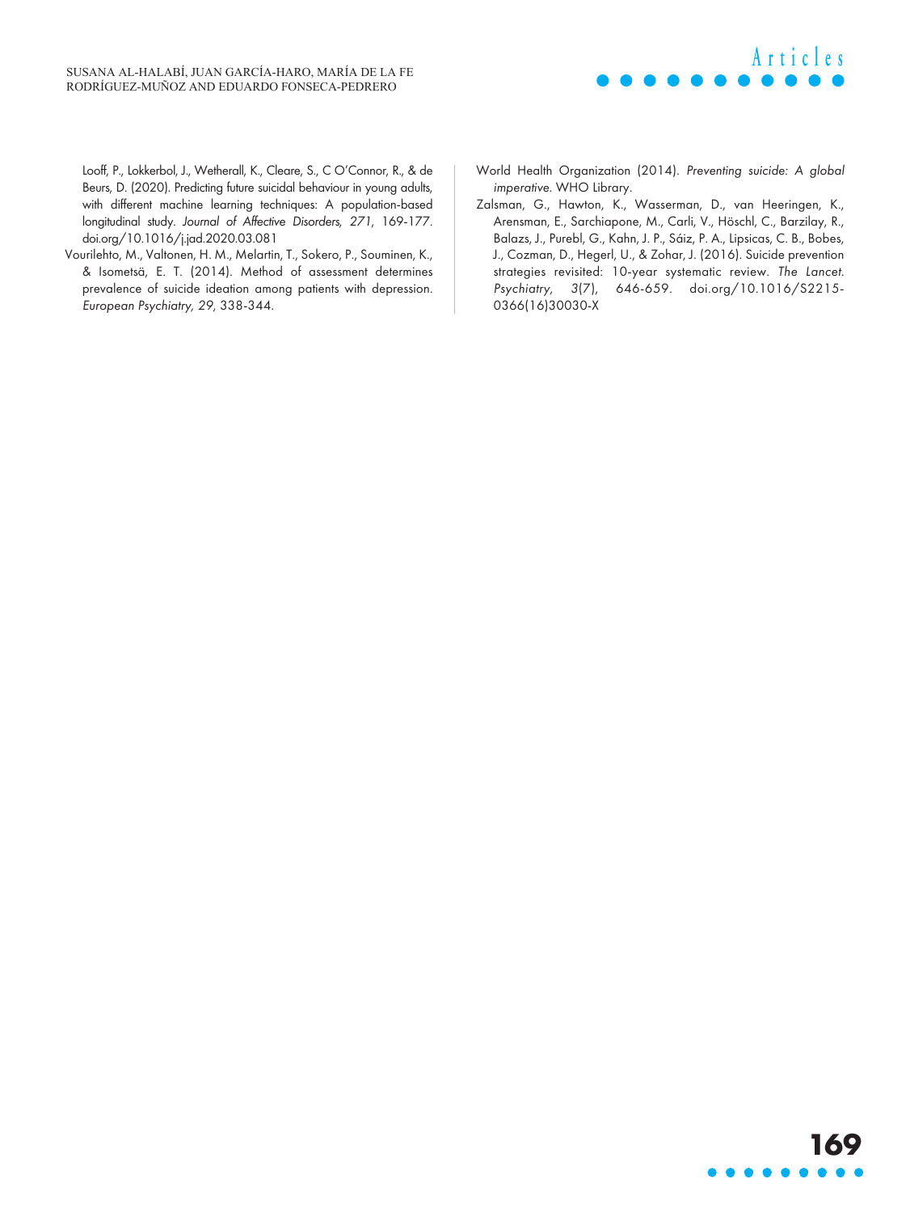Looff, P., Lokkerbol, J., Wetherall, K., Cleare, S., C O'Connor, R., & de Beurs, D. (2020). Predicting future suicidal behaviour in young adults, with different machine learning techniques: A population-based longitudinal study. *Journal of Affective Disorders, 271*, 169-177. doi.org/10.1016/j.jad.2020.03.081

Vourilehto, M., Valtonen, H. M., Melartin, T., Sokero, P., Souminen, K., & Isometsä, E. T. (2014). Method of assessment determines prevalence of suicide ideation among patients with depression. *European Psychiatry, 29*, 338-344.

World Health Organization (2014). *Preventing suicide: A global imperative*. WHO Library.

Zalsman, G., Hawton, K., Wasserman, D., van Heeringen, K., Arensman, E., Sarchiapone, M., Carli, V., Höschl, C., Barzilay, R., Balazs, J., Purebl, G., Kahn, J. P., Sáiz, P. A., Lipsicas, C. B., Bobes, J., Cozman, D., Hegerl, U., & Zohar, J. (2016). Suicide prevention strategies revisited: 10-year systematic review. *The Lancet. Psychiatry, 3*(7), 646-659. doi.org/10.1016/S2215-0366(16)30030-X